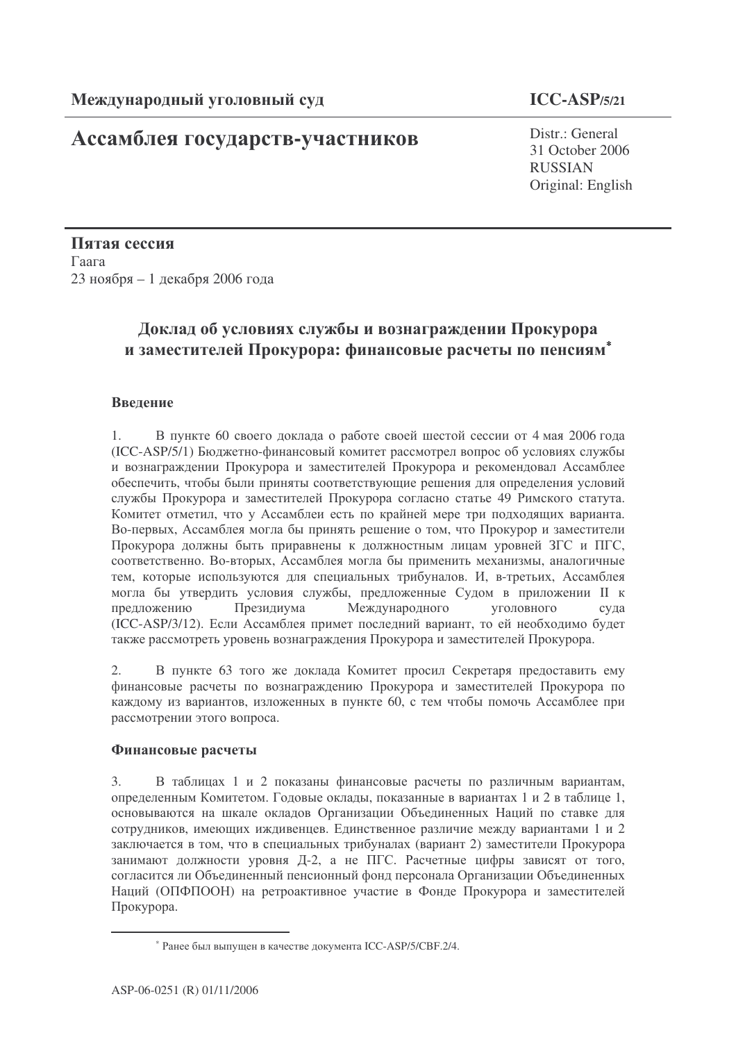Международный уголовный суд

ICC-ASP/5/21

# Ассамблея государств-участников

Distr.: General
31 October 2006
RUSSIAN
Original: English

**Пятая сессия**
Гаага
23 ноября – 1 декабря 2006 года

## Доклад об условиях службы и вознаграждении Прокурора и заместителей Прокурора: финансовые расчеты по пенсиям*

### Введение

1. В пункте 60 своего доклада о работе своей шестой сессии от 4 мая 2006 года (ICC-ASP/5/1) Бюджетно-финансовый комитет рассмотрел вопрос об условиях службы и вознаграждении Прокурора и заместителей Прокурора и рекомендовал Ассамблее обеспечить, чтобы были приняты соответствующие решения для определения условий службы Прокурора и заместителей Прокурора согласно статье 49 Римского статута. Комитет отметил, что у Ассамблеи есть по крайней мере три подходящих варианта. Во-первых, Ассамблея могла бы принять решение о том, что Прокурор и заместители Прокурора должны быть приравнены к должностным лицам уровней ЗГС и ПГС, соответственно. Во-вторых, Ассамблея могла бы применить механизмы, аналогичные тем, которые используются для специальных трибуналов. И, в-третьих, Ассамблея могла бы утвердить условия службы, предложенные Судом в приложении II к предложению Президиума Международного уголовного суда (ICC-ASP/3/12). Если Ассамблея примет последний вариант, то ей необходимо будет также рассмотреть уровень вознаграждения Прокурора и заместителей Прокурора.

2. В пункте 63 того же доклада Комитет просил Секретаря предоставить ему финансовые расчеты по вознаграждению Прокурора и заместителей Прокурора по каждому из вариантов, изложенных в пункте 60, с тем чтобы помочь Ассамблее при рассмотрении этого вопроса.

### Финансовые расчеты

3. В таблицах 1 и 2 показаны финансовые расчеты по различным вариантам, определенным Комитетом. Годовые оклады, показанные в вариантах 1 и 2 в таблице 1, основываются на шкале окладов Организации Объединенных Наций по ставке для сотрудников, имеющих иждивенцев. Единственное различие между вариантами 1 и 2 заключается в том, что в специальных трибуналах (вариант 2) заместители Прокурора занимают должности уровня Д-2, а не ПГС. Расчетные цифры зависят от того, согласится ли Объединенный пенсионный фонд персонала Организации Объединенных Наций (ОПФПООН) на ретроактивное участие в Фонде Прокурора и заместителей Прокурора.

---

* Ранее был выпущен в качестве документа ICC-ASP/5/CBF.2/4.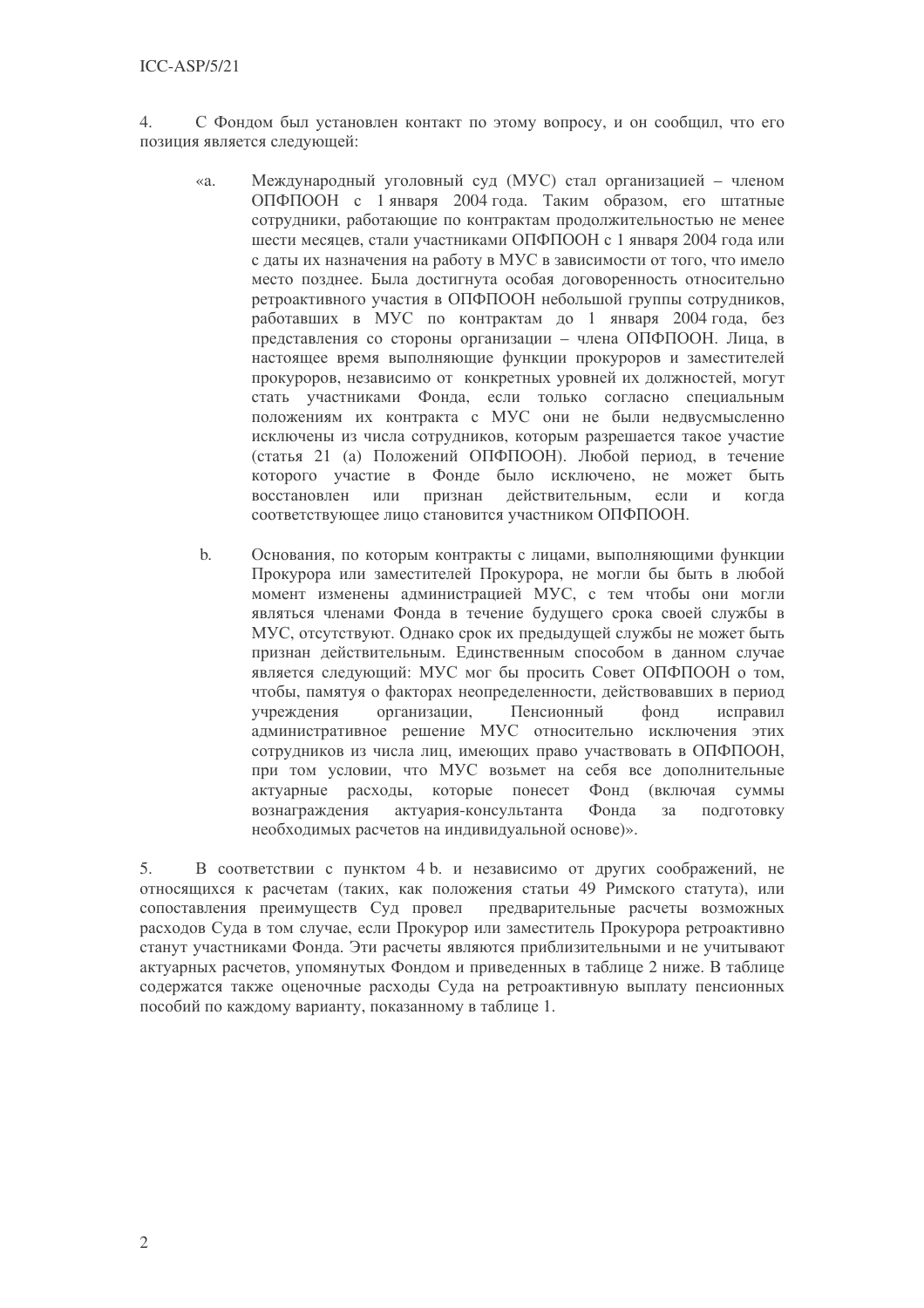4. С Фондом был установлен контакт по этому вопросу, и он сообщил, что его позиция является следующей:

> «a. Международный уголовный суд (МУС) стал организацией – членом ОПФПООН с 1 января 2004 года. Таким образом, его штатные сотрудники, работающие по контрактам продолжительностью не менее шести месяцев, стали участниками ОПФПООН с 1 января 2004 года или с даты их назначения на работу в МУС в зависимости от того, что имело место позднее. Была достигнута особая договоренность относительно ретроактивного участия в ОПФПООН небольшой группы сотрудников, работавших в МУС по контрактам до 1 января 2004 года, без представления со стороны организации – члена ОПФПООН. Лица, в настоящее время выполняющие функции прокуроров и заместителей прокуроров, независимо от конкретных уровней их должностей, могут стать участниками Фонда, если только согласно специальным положениям их контракта с МУС они не были недвусмысленно исключены из числа сотрудников, которым разрешается такое участие (статья 21 (a) Положений ОПФПООН). Любой период, в течение которого участие в Фонде было исключено, не может быть восстановлен или признан действительным, если и когда соответствующее лицо становится участником ОПФПООН.
>
> b. Основания, по которым контракты с лицами, выполняющими функции Прокурора или заместителей Прокурора, не могли бы быть в любой момент изменены администрацией МУС, с тем чтобы они могли являться членами Фонда в течение будущего срока своей службы в МУС, отсутствуют. Однако срок их предыдущей службы не может быть признан действительным. Единственным способом в данном случае является следующий: МУС мог бы просить Совет ОПФПООН о том, чтобы, памятуя о факторах неопределенности, действовавших в период учреждения организации, Пенсионный фонд исправил административное решение МУС относительно исключения этих сотрудников из числа лиц, имеющих право участвовать в ОПФПООН, при том условии, что МУС возьмет на себя все дополнительные актуарные расходы, которые понесет Фонд (включая суммы вознаграждения актуария-консультанта Фонда за подготовку необходимых расчетов на индивидуальной основе)».

5. В соответствии с пунктом 4 b. и независимо от других соображений, не относящихся к расчетам (таких, как положения статьи 49 Римского статута), или сопоставления преимуществ Суд провел предварительные расчеты возможных расходов Суда в том случае, если Прокурор или заместитель Прокурора ретроактивно станут участниками Фонда. Эти расчеты являются приблизительными и не учитывают актуарных расчетов, упомянутых Фондом и приведенных в таблице 2 ниже. В таблице содержатся также оценочные расходы Суда на ретроактивную выплату пенсионных пособий по каждому варианту, показанному в таблице 1.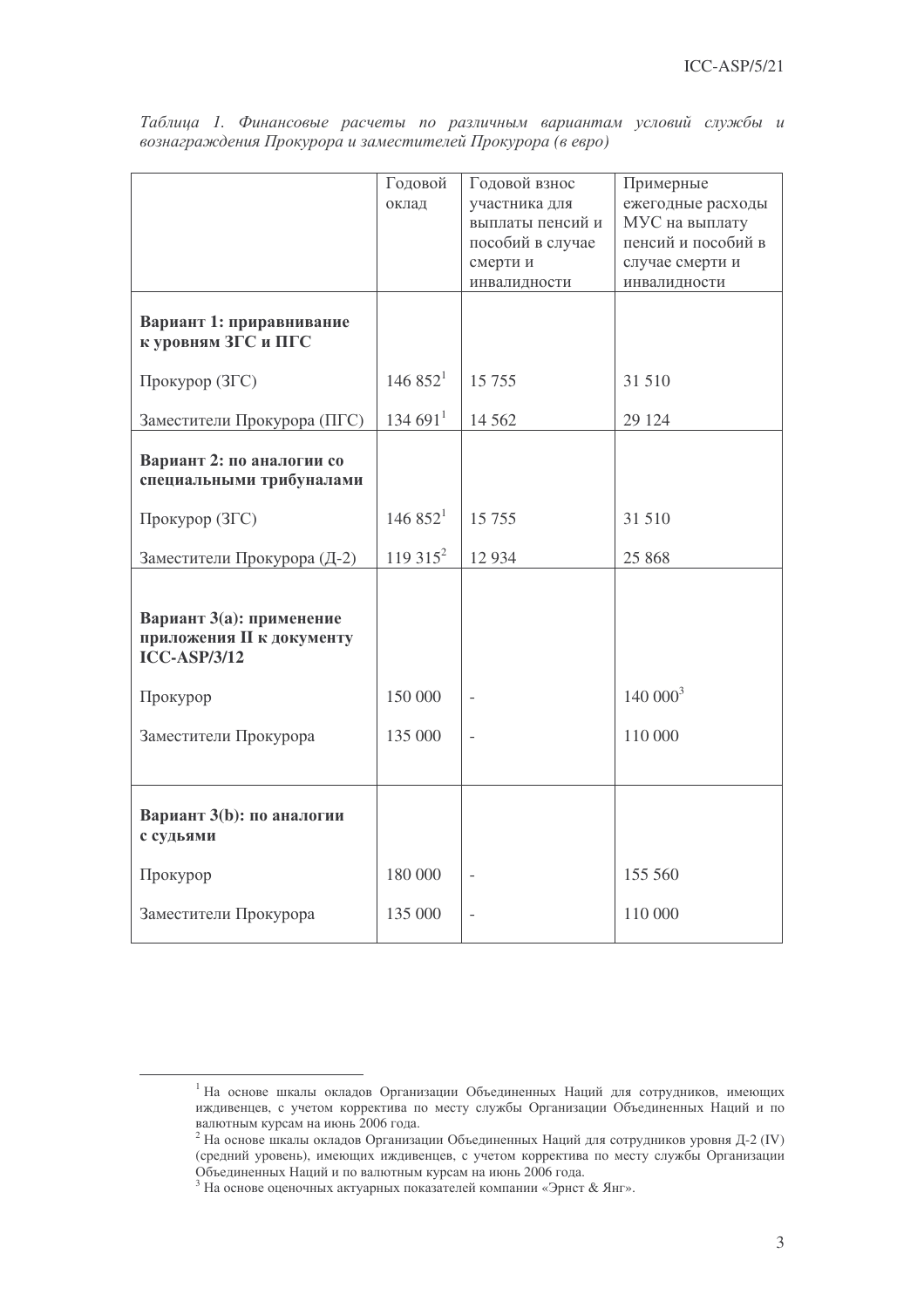*Таблица 1. Финансовые расчеты по различным вариантам условий службы и вознаграждения Прокурора и заместителей Прокурора (в евро)*

| | Годовой оклад | Годовой взнос участника для выплаты пенсий и пособий в случае смерти и инвалидности | Примерные ежегодные расходы МУС на выплату пенсий и пособий в случае смерти и инвалидности |
|---|---|---|---|
| **Вариант 1: приравнивание к уровням ЗГС и ПГС** | | | |
| Прокурор (ЗГС) | 146 852[1] | 15 755 | 31 510 |
| Заместители Прокурора (ПГС) | 134 691[1] | 14 562 | 29 124 |
| **Вариант 2: по аналогии со специальными трибуналами** | | | |
| Прокурор (ЗГС) | 146 852[1] | 15 755 | 31 510 |
| Заместители Прокурора (Д-2) | 119 315[2] | 12 934 | 25 868 |
| **Вариант 3(a): применение приложения II к документу ICC-ASP/3/12** | | | |
| Прокурор | 150 000 | - | 140 000[3] |
| Заместители Прокурора | 135 000 | - | 110 000 |
| **Вариант 3(b): по аналогии с судьями** | | | |
| Прокурор | 180 000 | - | 155 560 |
| Заместители Прокурора | 135 000 | - | 110 000 |

[1] На основе шкалы окладов Организации Объединенных Наций для сотрудников, имеющих иждивенцев, с учетом корректива по месту службы Организации Объединенных Наций и по валютным курсам на июнь 2006 года.

[2] На основе шкалы окладов Организации Объединенных Наций для сотрудников уровня Д-2 (IV) (средний уровень), имеющих иждивенцев, с учетом корректива по месту службы Организации Объединенных Наций и по валютным курсам на июнь 2006 года.

[3] На основе оценочных актуарных показателей компании «Эрнст & Янг».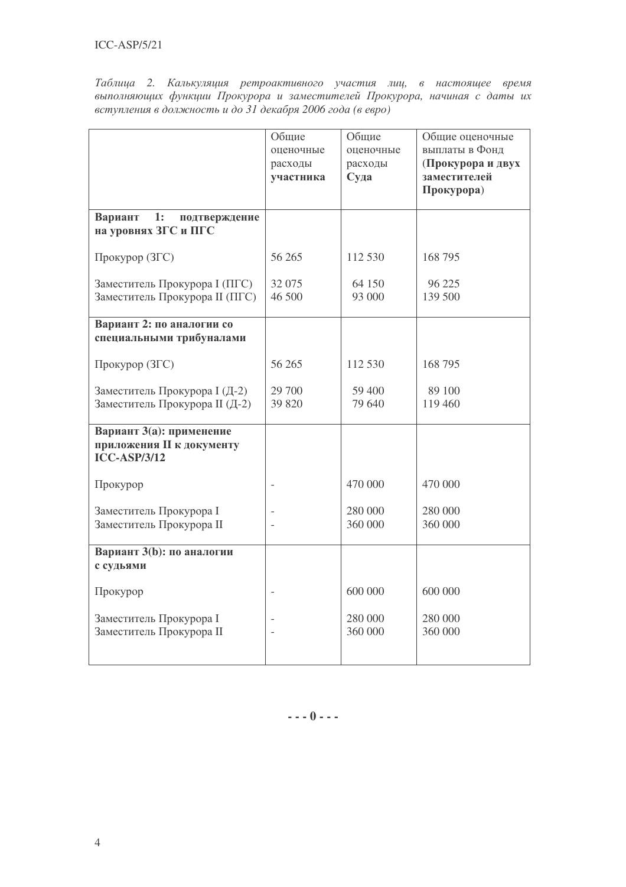*Таблица 2. Калькуляция ретроактивного участия лиц, в настоящее время выполняющих функции Прокурора и заместителей Прокурора, начиная с даты их вступления в должность и до 31 декабря 2006 года (в евро)*

| | Общие оценочные расходы **участника** | Общие оценочные расходы **Суда** | Общие оценочные выплаты в Фонд (**Прокурора и двух заместителей Прокурора**) |
|---|---|---|---|
| **Вариант 1: подтверждение на уровнях ЗГС и ПГС** | | | |
| Прокурор (ЗГС) | 56 265 | 112 530 | 168 795 |
| Заместитель Прокурора I (ПГС) | 32 075 | 64 150 | 96 225 |
| Заместитель Прокурора II (ПГС) | 46 500 | 93 000 | 139 500 |
| **Вариант 2: по аналогии со специальными трибуналами** | | | |
| Прокурор (ЗГС) | 56 265 | 112 530 | 168 795 |
| Заместитель Прокурора I (Д-2) | 29 700 | 59 400 | 89 100 |
| Заместитель Прокурора II (Д-2) | 39 820 | 79 640 | 119 460 |
| **Вариант 3(а): применение приложения II к документу ICC-ASP/3/12** | | | |
| Прокурор | - | 470 000 | 470 000 |
| Заместитель Прокурора I | - | 280 000 | 280 000 |
| Заместитель Прокурора II | - | 360 000 | 360 000 |
| **Вариант 3(b): по аналогии с судьями** | | | |
| Прокурор | - | 600 000 | 600 000 |
| Заместитель Прокурора I | - | 280 000 | 280 000 |
| Заместитель Прокурора II | - | 360 000 | 360 000 |

**- - - 0 - - -**